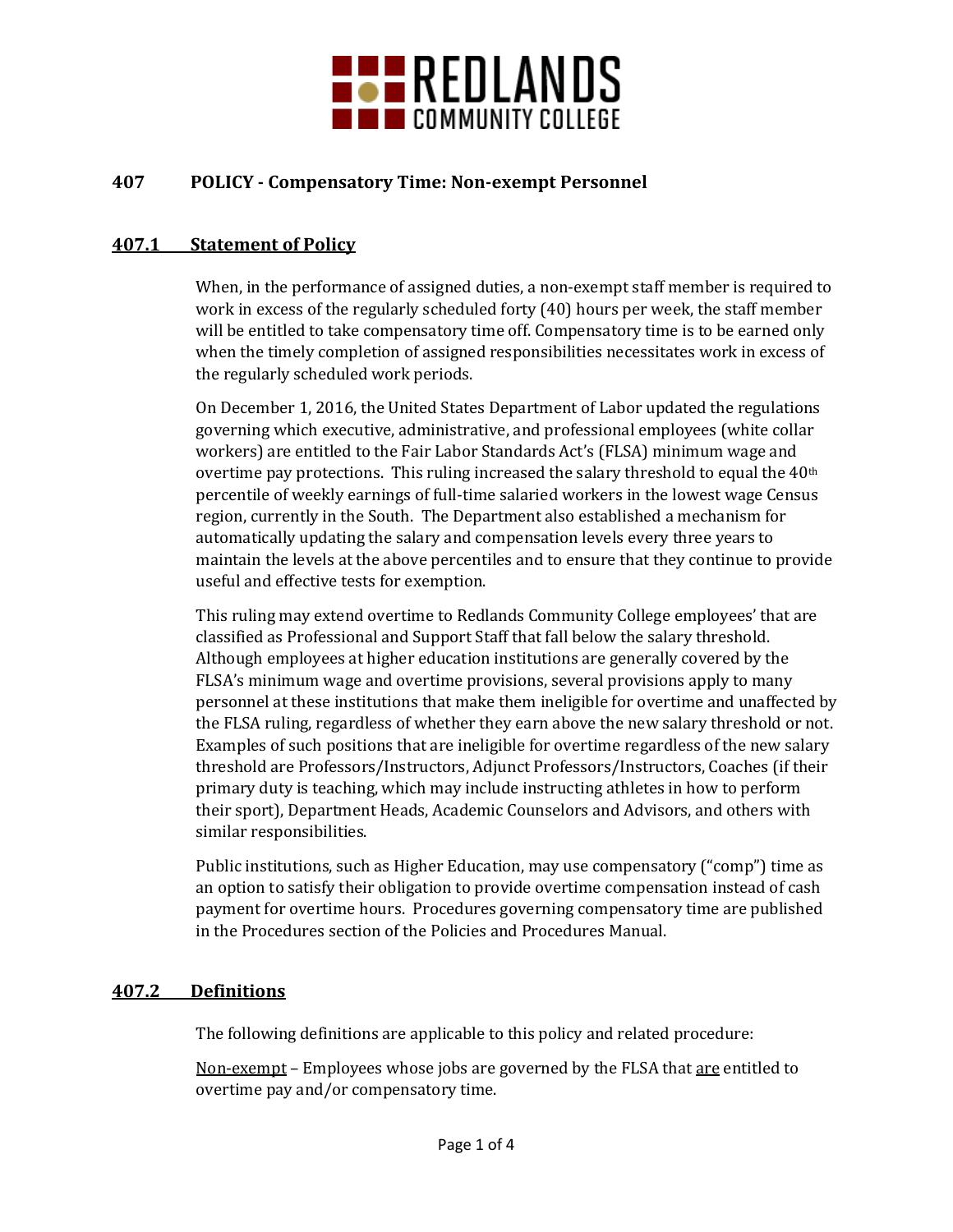REDLANDS COMMUNITY COLLEGE

# 407 POLICY - Compensatory Time: Non-exempt Personnel

## 407.1 Statement of Policy

When, in the performance of assigned duties, a non-exempt staff member is required to work in excess of the regularly scheduled forty (40) hours per week, the staff member will be entitled to take compensatory time off. Compensatory time is to be earned only when the timely completion of assigned responsibilities necessitates work in excess of the regularly scheduled work periods.

On December 1, 2016, the United States Department of Labor updated the regulations governing which executive, administrative, and professional employees (white collar workers) are entitled to the Fair Labor Standards Act's (FLSA) minimum wage and overtime pay protections. This ruling increased the salary threshold to equal the 40th percentile of weekly earnings of full-time salaried workers in the lowest wage Census region, currently in the South. The Department also established a mechanism for automatically updating the salary and compensation levels every three years to maintain the levels at the above percentiles and to ensure that they continue to provide useful and effective tests for exemption.

This ruling may extend overtime to Redlands Community College employees' that are classified as Professional and Support Staff that fall below the salary threshold. Although employees at higher education institutions are generally covered by the FLSA's minimum wage and overtime provisions, several provisions apply to many personnel at these institutions that make them ineligible for overtime and unaffected by the FLSA ruling, regardless of whether they earn above the new salary threshold or not. Examples of such positions that are ineligible for overtime regardless of the new salary threshold are Professors/Instructors, Adjunct Professors/Instructors, Coaches (if their primary duty is teaching, which may include instructing athletes in how to perform their sport), Department Heads, Academic Counselors and Advisors, and others with similar responsibilities.

Public institutions, such as Higher Education, may use compensatory ("comp") time as an option to satisfy their obligation to provide overtime compensation instead of cash payment for overtime hours. Procedures governing compensatory time are published in the Procedures section of the Policies and Procedures Manual.

## 407.2 Definitions

The following definitions are applicable to this policy and related procedure:

Non-exempt – Employees whose jobs are governed by the FLSA that are entitled to overtime pay and/or compensatory time.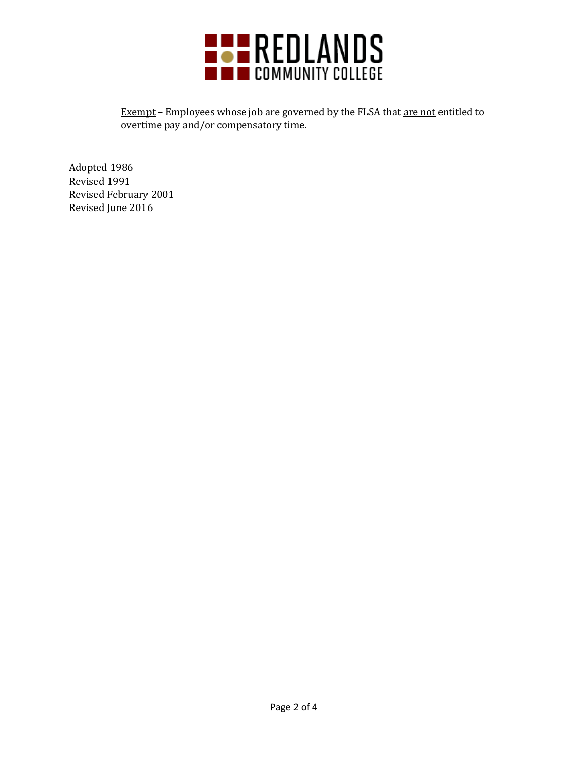<u>Exempt</u> – Employees whose job are governed by the FLSA that <u>are not</u> entitled to overtime pay and/or compensatory time.

Adopted 1986
Revised 1991
Revised February 2001
Revised June 2016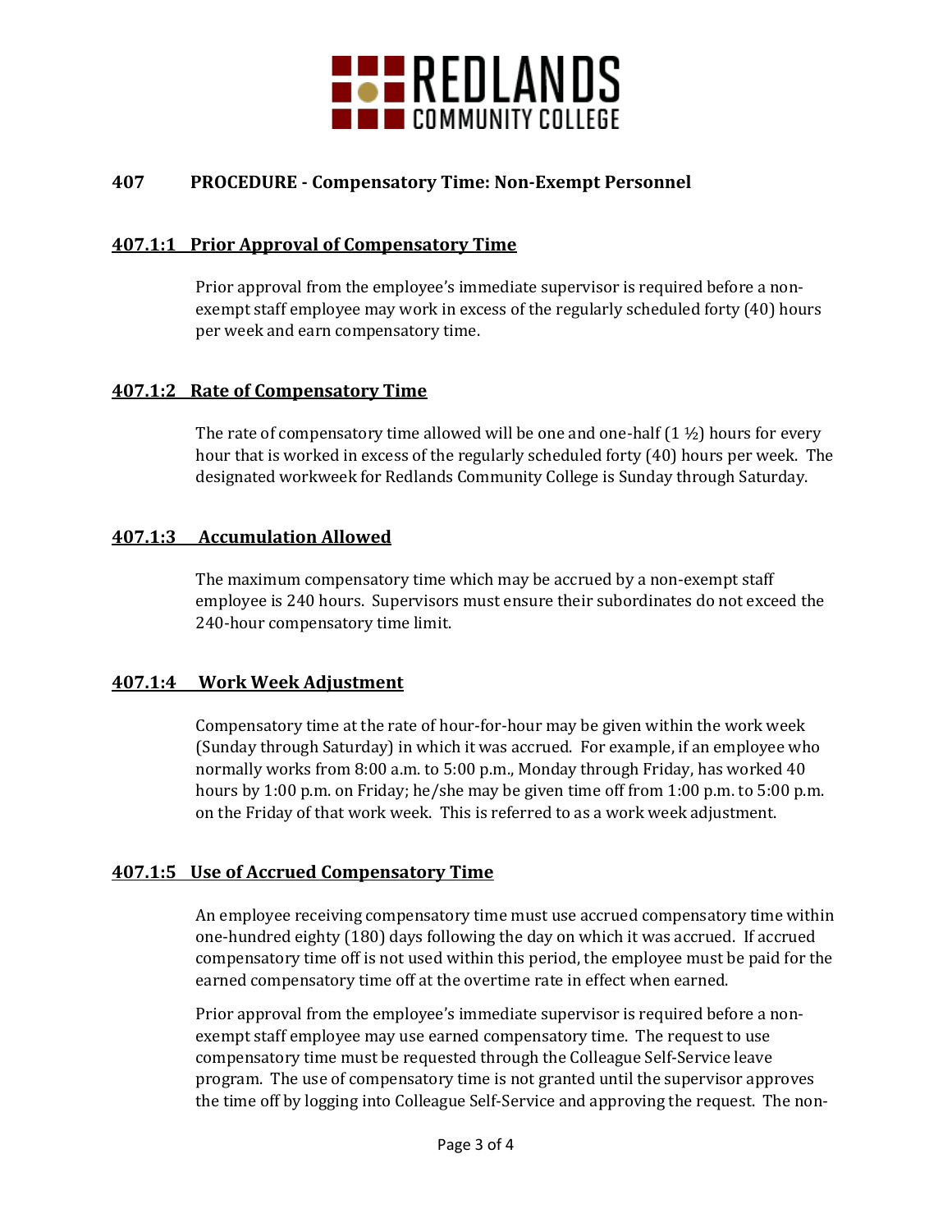## 407 PROCEDURE - Compensatory Time: Non-Exempt Personnel

### 407.1:1 Prior Approval of Compensatory Time

Prior approval from the employee's immediate supervisor is required before a non-exempt staff employee may work in excess of the regularly scheduled forty (40) hours per week and earn compensatory time.

### 407.1:2 Rate of Compensatory Time

The rate of compensatory time allowed will be one and one-half (1 ½) hours for every hour that is worked in excess of the regularly scheduled forty (40) hours per week. The designated workweek for Redlands Community College is Sunday through Saturday.

### 407.1:3 Accumulation Allowed

The maximum compensatory time which may be accrued by a non-exempt staff employee is 240 hours. Supervisors must ensure their subordinates do not exceed the 240-hour compensatory time limit.

### 407.1:4 Work Week Adjustment

Compensatory time at the rate of hour-for-hour may be given within the work week (Sunday through Saturday) in which it was accrued. For example, if an employee who normally works from 8:00 a.m. to 5:00 p.m., Monday through Friday, has worked 40 hours by 1:00 p.m. on Friday; he/she may be given time off from 1:00 p.m. to 5:00 p.m. on the Friday of that work week. This is referred to as a work week adjustment.

### 407.1:5 Use of Accrued Compensatory Time

An employee receiving compensatory time must use accrued compensatory time within one-hundred eighty (180) days following the day on which it was accrued. If accrued compensatory time off is not used within this period, the employee must be paid for the earned compensatory time off at the overtime rate in effect when earned.

Prior approval from the employee's immediate supervisor is required before a non-exempt staff employee may use earned compensatory time. The request to use compensatory time must be requested through the Colleague Self-Service leave program. The use of compensatory time is not granted until the supervisor approves the time off by logging into Colleague Self-Service and approving the request. The non-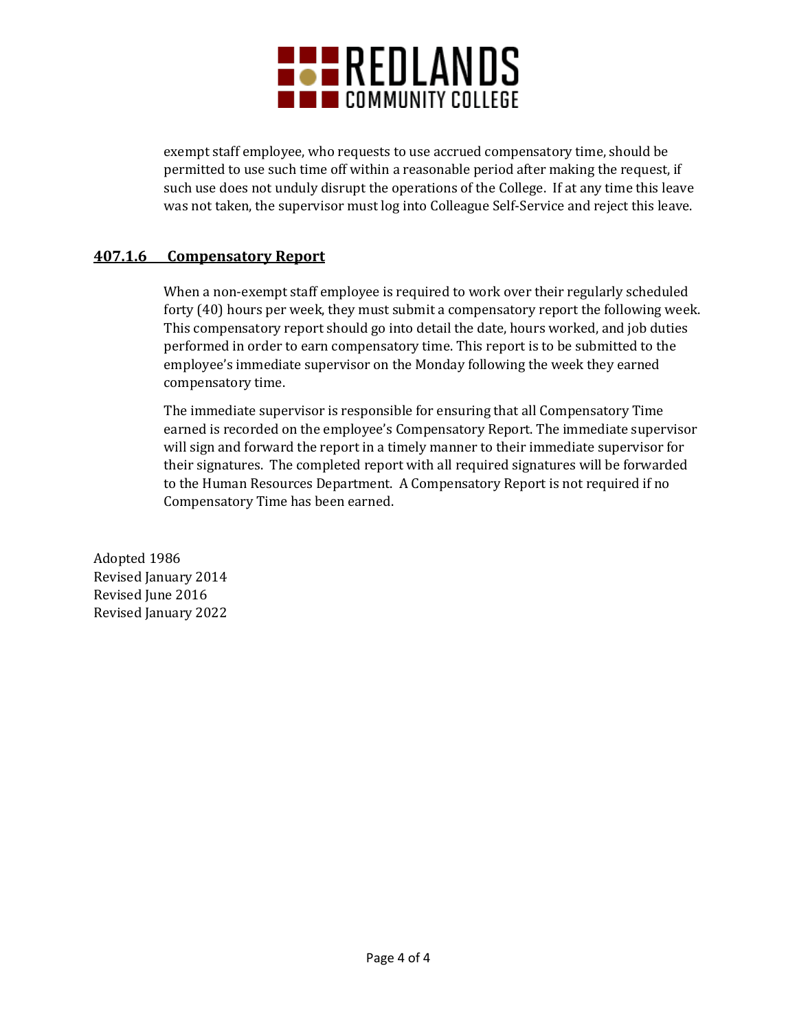exempt staff employee, who requests to use accrued compensatory time, should be permitted to use such time off within a reasonable period after making the request, if such use does not unduly disrupt the operations of the College. If at any time this leave was not taken, the supervisor must log into Colleague Self-Service and reject this leave.

### 407.1.6 Compensatory Report

When a non-exempt staff employee is required to work over their regularly scheduled forty (40) hours per week, they must submit a compensatory report the following week. This compensatory report should go into detail the date, hours worked, and job duties performed in order to earn compensatory time. This report is to be submitted to the employee's immediate supervisor on the Monday following the week they earned compensatory time.

The immediate supervisor is responsible for ensuring that all Compensatory Time earned is recorded on the employee's Compensatory Report. The immediate supervisor will sign and forward the report in a timely manner to their immediate supervisor for their signatures. The completed report with all required signatures will be forwarded to the Human Resources Department. A Compensatory Report is not required if no Compensatory Time has been earned.

Adopted 1986
Revised January 2014
Revised June 2016
Revised January 2022